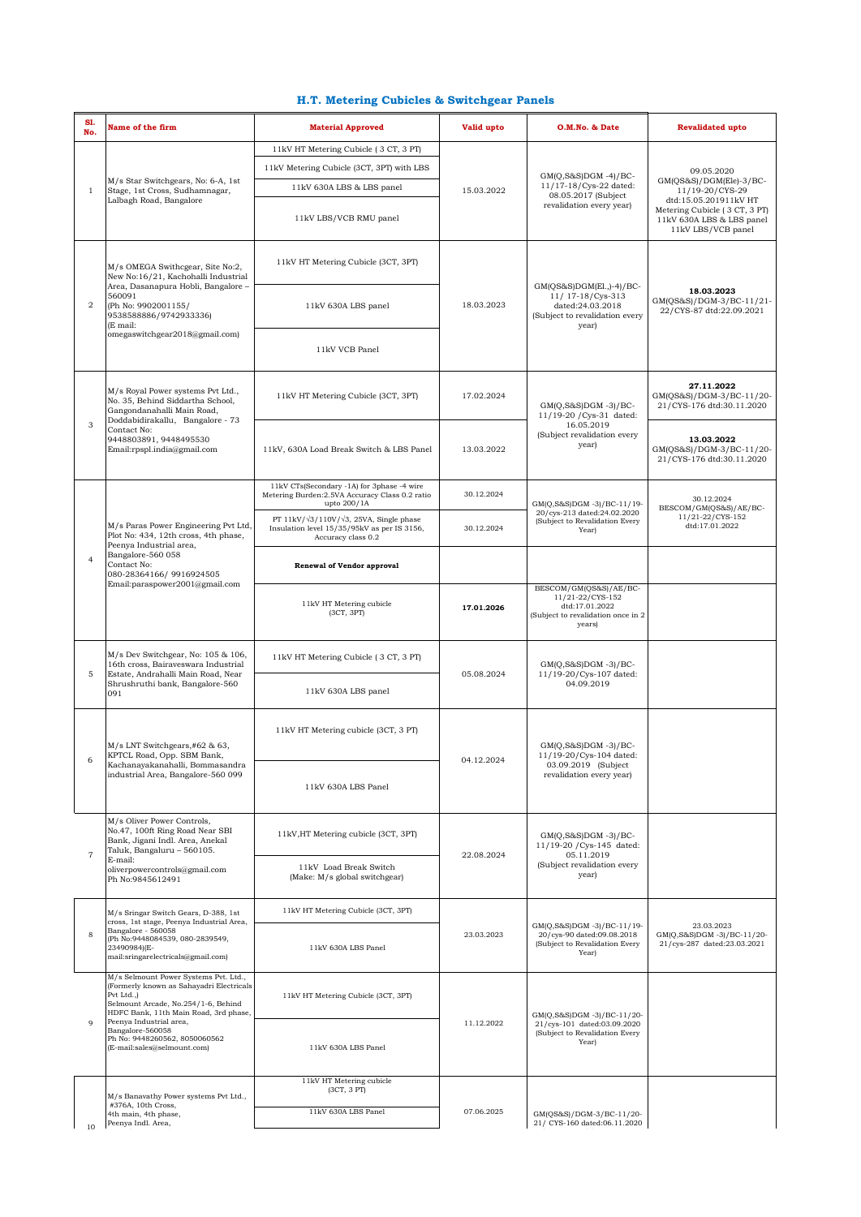# H.T. Metering Cubicles & Switchgear Panels

| Sl. No. | Name of the firm | Material Approved | Valid upto | O.M.No. & Date | Revalidated upto |
|---|---|---|---|---|---|
| 1 | M/s Star Switchgears, No: 6-A, 1st Stage, 1st Cross, Sudhamnagar, Lalbagh Road, Bangalore | 11kV HT Metering Cubicle ( 3 CT, 3 PT) | 15.03.2022 | GM(Q,S&S)DGM -4)/BC-11/17-18/Cys-22 dated: 08.05.2017 (Subject revalidation every year) | 09.05.2020 GM(QS&S)/DGM(Ele)-3/BC-11/19-20/CYS-29 dtd:15.05.201911kV HT Metering Cubicle ( 3 CT, 3 PT) 11kV 630A LBS & LBS panel 11kV LBS/VCB panel |
| | | 11kV Metering Cubicle (3CT, 3PT) with LBS | | | |
| | | 11kV 630A LBS & LBS panel | | | |
| | | 11kV LBS/VCB RMU panel | | | |
| 2 | M/s OMEGA Swithcgear, Site No:2, New No:16/21, Kachohalli Industrial Area, Dasanapura Hobli, Bangalore – 560091 (Ph No: 9902001155/ 9538588886/9742933336) (E mail: omegaswitchgear2018@gmail.com) | 11kV HT Metering Cubicle (3CT, 3PT) | 18.03.2023 | GM(QS&S)DGM(El.,)-4)/BC-11/ 17-18/Cys-313 dated:24.03.2018 (Subject to revalidation every year) | **18.03.2023** GM(QS&S)/DGM-3/BC-11/21-22/CYS-87 dtd:22.09.2021 |
| | | 11kV 630A LBS panel | | | |
| | | 11kV VCB Panel | | | |
| 3 | M/s Royal Power systems Pvt Ltd., No. 35, Behind Siddartha School, Gangondanahalli Main Road, Doddabidirakallu, Bangalore - 73 Contact No: 9448803891, 9448495530 Email:rpspl.india@gmail.com | 11kV HT Metering Cubicle (3CT, 3PT) | 17.02.2024 | GM(Q,S&S)DGM -3)/BC-11/19-20 /Cys-31 dated: 16.05.2019 (Subject revalidation every year) | **27.11.2022** GM(QS&S)/DGM-3/BC-11/20-21/CYS-176 dtd:30.11.2020 |
| | | 11kV, 630A Load Break Switch & LBS Panel | 13.03.2022 | | **13.03.2022** GM(QS&S)/DGM-3/BC-11/20-21/CYS-176 dtd:30.11.2020 |
| 4 | M/s Paras Power Engineering Pvt Ltd, Plot No: 434, 12th cross, 4th phase, Peenya Industrial area, Bangalore-560 058 Contact No: 080-28364166/ 9916924505 Email:paraspower2001@gmail.com | 11kV CTs(Secondary -1A) for 3phase -4 wire Metering Burden:2.5VA Accuracy Class 0.2 ratio upto 200/1A | 30.12.2024 | GM(Q,S&S)DGM -3)/BC-11/19-20/cys-213 dated:24.02.2020 (Subject to Revalidation Every Year) | 30.12.2024 BESCOM/GM(QS&S)/AE/BC-11/21-22/CYS-152 dtd:17.01.2022 |
| | | PT 11kV/√3/110V/√3, 25VA, Single phase Insulation level 15/35/95kV as per IS 3156, Accuracy class 0.2 | 30.12.2024 | | |
| | | **Renewal of Vendor approval** | | | |
| | | 11kV HT Metering cubicle (3CT, 3PT) | **17.01.2026** | BESCOM/GM(QS&S)/AE/BC-11/21-22/CYS-152 dtd:17.01.2022 (Subject to revalidation once in 2 years) | |
| 5 | M/s Dev Switchgear, No: 105 & 106, 16th cross, Bairaveswara Industrial Estate, Andrahalli Main Road, Near Shrushruthi bank, Bangalore-560 091 | 11kV HT Metering Cubicle ( 3 CT, 3 PT) | 05.08.2024 | GM(Q,S&S)DGM -3)/BC-11/19-20/Cys-107 dated: 04.09.2019 | |
| | | 11kV 630A LBS panel | | | |
| 6 | M/s LNT Switchgears,#62 & 63, KPTCL Road, Opp. SBM Bank, Kachanayakanahalli, Bommasandra industrial Area, Bangalore-560 099 | 11kV HT Metering cubicle (3CT, 3 PT) | 04.12.2024 | GM(Q,S&S)DGM -3)/BC-11/19-20/Cys-104 dated: 03.09.2019 (Subject revalidation every year) | |
| | | 11kV 630A LBS Panel | | | |
| 7 | M/s Oliver Power Controls, No.47, 100ft Ring Road Near SBI Bank, Jigani Indl. Area, Anekal Taluk, Bangaluru – 560105. E-mail: oliverpowercontrols@gmail.com Ph No:9845612491 | 11kV,HT Metering cubicle (3CT, 3PT) | 22.08.2024 | GM(Q,S&S)DGM -3)/BC-11/19-20 /Cys-145 dated: 05.11.2019 (Subject revalidation every year) | |
| | | 11kV Load Break Switch (Make: M/s global switchgear) | | | |
| 8 | M/s Sringar Switch Gears, D-388, 1st cross, 1st stage, Peenya Industrial Area, Bangalore - 560058 (Ph No:9448084539, 080-2839549, 23490984)(E-mail:sringarelectricals@gmail.com) | 11kV HT Metering Cubicle (3CT, 3PT) | 23.03.2023 | GM(Q,S&S)DGM -3)/BC-11/19-20/cys-90 dated:09.08.2018 (Subject to Revalidation Every Year) | 23.03.2023 GM(Q,S&S)DGM -3)/BC-11/20-21/cys-287 dated:23.03.2021 |
| | | 11kV 630A LBS Panel | | | |
| 9 | M/s Selmount Power Systems Pvt. Ltd., (Formerly known as Sahayadri Electricals Pvt Ltd.,) Selmount Arcade, No.254/1-6, Behind HDFC Bank, 11th Main Road, 3rd phase, Peenya Industrial area, Bangalore-560058 Ph No: 9448260562, 8050060562 (E-mail:sales@selmount.com) | 11kV HT Metering Cubicle (3CT, 3PT) | 11.12.2022 | GM(Q,S&S)DGM -3)/BC-11/20-21/cys-101 dated:03.09.2020 (Subject to Revalidation Every Year) | |
| | | 11kV 630A LBS Panel | | | |
| 10 | M/s Banavathy Power systems Pvt Ltd., #376A, 10th Cross, 4th main, 4th phase, Peenya Indl. Area, | 11kV HT Metering cubicle (3CT, 3 PT) | 07.06.2025 | GM(QS&S)/DGM-3/BC-11/20-21/ CYS-160 dated:06.11.2020 | |
| | | 11kV 630A LBS Panel | | | |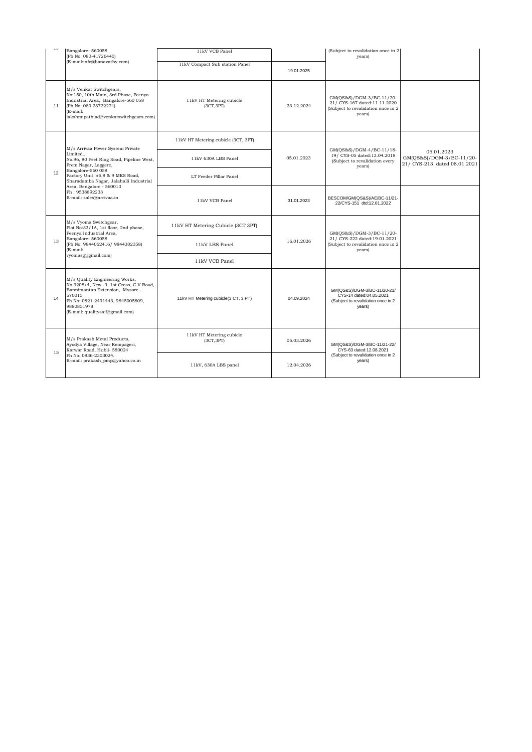| | | | | | |
|---|---|---|---|---|---|
| 10 | Bangalore- 560058 (Ph No: 080-41726440) (E-mail:info@banavathy.com) | 11kV VCB Panel | | (Subject to revalidation once in 2 years) | |
| | | 11kV Compact Sub station Panel | 19.01.2025 | | |
| 11 | M/s Venkat Switchgears, No:150, 10th Main, 3rd Phase, Peenya Industrial Area, Bangalore-560 058 (Ph No: 080 23722274) (E-mail: lakshmipathiad@venkatswitchgears.com) | 11kV HT Metering cubicle (3CT,3PT) | 23.12.2024 | GM(QS&S)/DGM-3/BC-11/20-21/ CYS-167 dated:11.11.2020 (Subject to revalidation once in 2 years) | |
| 12 | M/s Arrivaa Power System Private Limited., No.96, 80 Feet Ring Road, Pipeline West, Prem Nagar, Laggere, Bangalore-560 058 Factory Unit: #5,8 & 9 MES Road, Sharadamba Nagar, Jalahalli Industrial Area, Bengalore - 560013 Ph : 9538892233 E-mail: sales@arrivaa.in | 11kV HT Metering cubicle (3CT, 3PT) | 05.01.2023 | GM(QS&S)/DGM-4/BC-11/18-19/ CYS-05 dated:13.04.2018 (Subject to revalidation every years) | 05.01.2023 GM(QS&S)/DGM-3/BC-11/20-21/ CYS-213 dated:08.01.2021 |
| | | 11kV 630A LBS Panel | | | |
| | | LT Feeder Pillar Panel | | | |
| | | 11kV VCB Panel | 31.01.2023 | BESCOM/GM(QS&S)/AE/BC-11/21-22/CYS-151 dtd:12.01.2022 | |
| 13 | M/s Vyoma Switchgear, Plot No:33/1A, 1st floor, 2nd phase, Peenya Industrial Area, Bangalore- 560058 (Ph No: 9844062416/ 9844302358) (E-mail: vyomasg@gmail.com) | 11kV HT Metering Cubicle (3CT 3PT) | 16.01.2026 | GM(QS&S)/DGM-3/BC-11/20-21/ CYS-222 dated:19.01.2021 (Subject to revalidation once in 2 years) | |
| | | 11kV LBS Panel | | | |
| | | 11kV VCB Panel | | | |
| 14 | M/s Quality Engineering Works, No.3208/4, New -9, 1st Cross, C.V.Road, Bannimantap Extension, Mysore - 570015 Ph No: 0821-2491443, 9845005809, 9880851978 (E-mail: qualitysaif@gmail.com) | 11kV HT Metering cubicle(3 CT, 3 PT) | 04.09.2024 | GM(QS&S)/DGM-3/BC-11/20-21/ CYS-14 dated:04.05.2021 (Subject to revalidation once in 2 years) | |
| 15 | M/s Prakash Metal Products, Ayodya Village, Near Kempageri, Karwar Road, Hubli- 580024 Ph No: 0836-2303024. E-mail: prakash_pmp@yahoo.co.in | 11kV HT Metering cubicle (3CT,3PT) | 05.03.2026 | GM(QS&S)/DGM-3/BC-11/21-22/ CYS-63 dated:12.08.2021 (Subject to revalidation once in 2 years) | |
| | | 11kV, 630A LBS panel | 12.04.2026 | | |